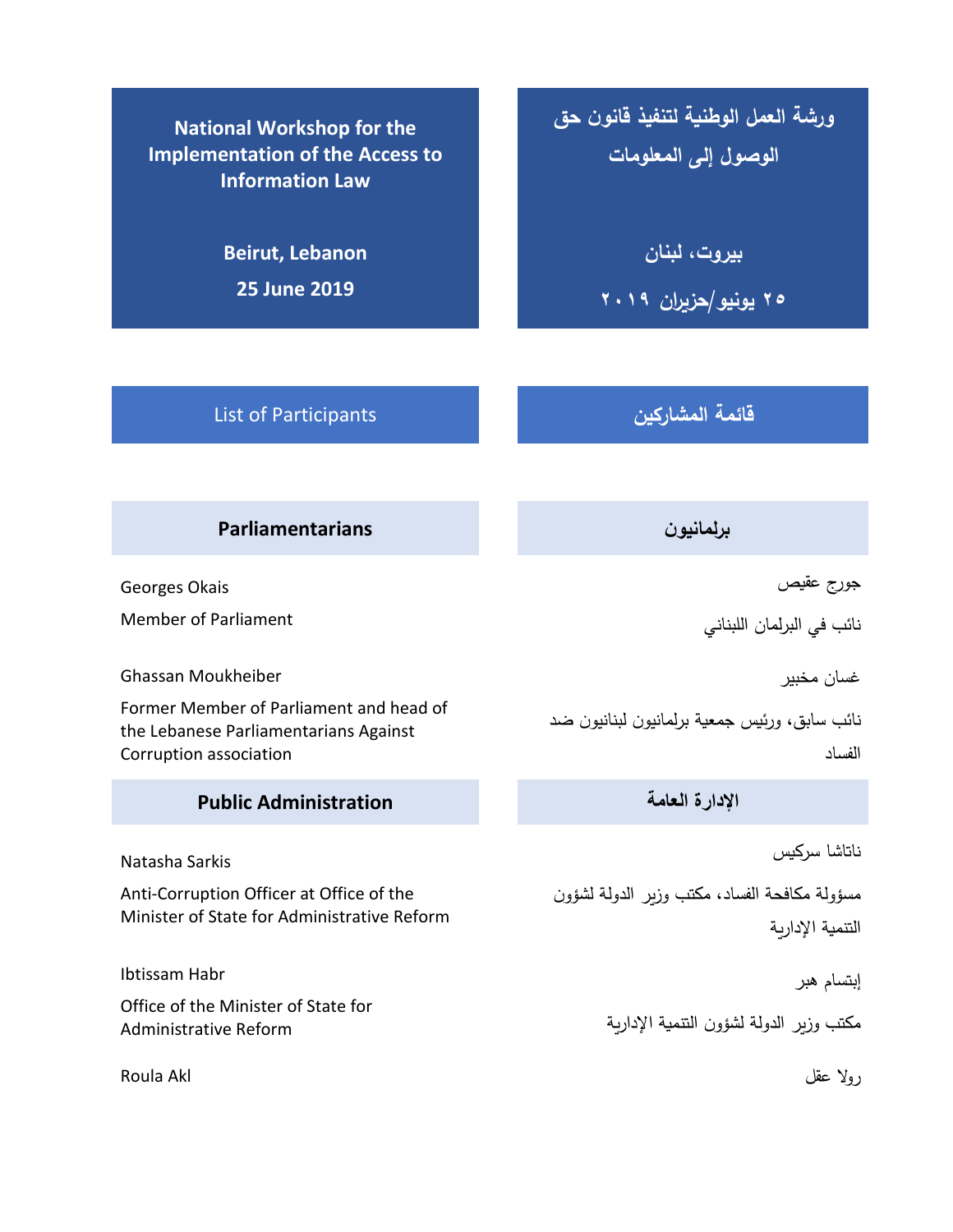# National Workshop for the Implementation of the Access to Information Law

**Beirut, Lebanon**

**25 June 2019**

# ورشة العمل الوطنية لتنفيذ قانون حق الوصول إلى المعلومات

**بيروت، لبنان**

**٢٥ يونيو/حزيران ٢٠١٩**

## List of Participants

## قائمة المشاركين

### Parliamentarians

Georges Okais

Member of Parliament

Ghassan Moukheiber

Former Member of Parliament and head of the Lebanese Parliamentarians Against Corruption association

### برلمانيون

جورج عقيص

نائب في البرلمان اللبناني

غسان مخيبر

نائب سابق، ورئيس جمعية برلمانيون لبنانيون ضد الفساد

### Public Administration

Natasha Sarkis

Anti-Corruption Officer at Office of the Minister of State for Administrative Reform

Ibtissam Habr

Office of the Minister of State for Administrative Reform

Roula Akl

### الإدارة العامة

ناتاشا سركيس

مسؤولة مكافحة الفساد، مكتب وزير الدولة لشؤون التنمية الإدارية

إبتسام هبر

مكتب وزير الدولة لشؤون التنمية الإدارية

رولا عقل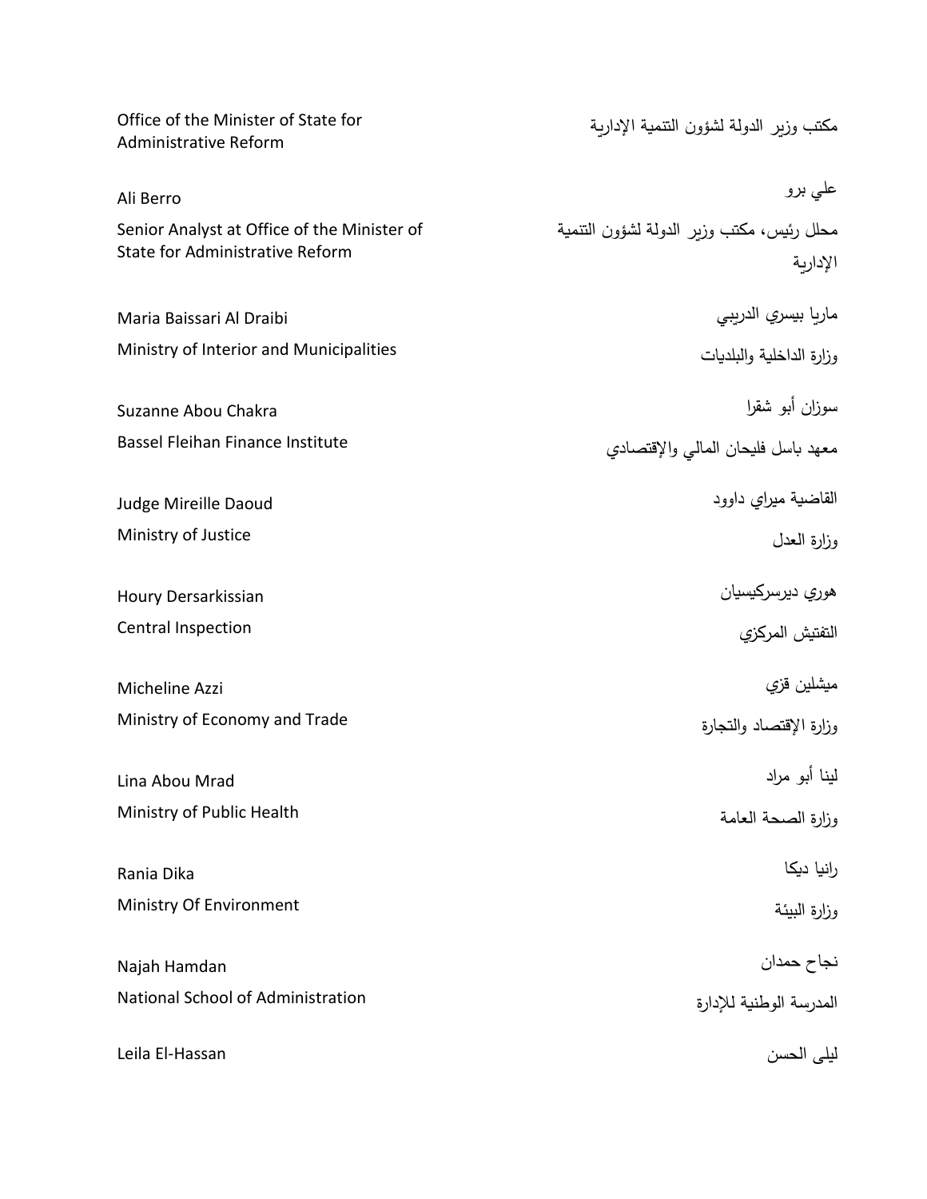| | |
|---|---|
| Office of the Minister of State for Administrative Reform | مكتب وزير الدولة لشؤون التنمية الإدارية |
| Ali Berro | علي برو |
| Senior Analyst at Office of the Minister of State for Administrative Reform | محلل رئيس، مكتب وزير الدولة لشؤون التنمية الإدارية |
| Maria Baissari Al Draibi | ماريا بيسري الدريبي |
| Ministry of Interior and Municipalities | وزارة الداخلية والبلديات |
| Suzanne Abou Chakra | سوزان أبو شقرا |
| Bassel Fleihan Finance Institute | معهد باسل فليحان المالي والإقتصادي |
| Judge Mireille Daoud | القاضية ميراي داوود |
| Ministry of Justice | وزارة العدل |
| Houry Dersarkissian | هوري ديرسركيسيان |
| Central Inspection | التفتيش المركزي |
| Micheline Azzi | ميشلين قزي |
| Ministry of Economy and Trade | وزارة الإقتصاد والتجارة |
| Lina Abou Mrad | لينا أبو مراد |
| Ministry of Public Health | وزارة الصحة العامة |
| Rania Dika | رانيا ديكا |
| Ministry Of Environment | وزارة البيئة |
| Najah Hamdan | نجاح حمدان |
| National School of Administration | المدرسة الوطنية للإدارة |
| Leila El-Hassan | ليلى الحسن |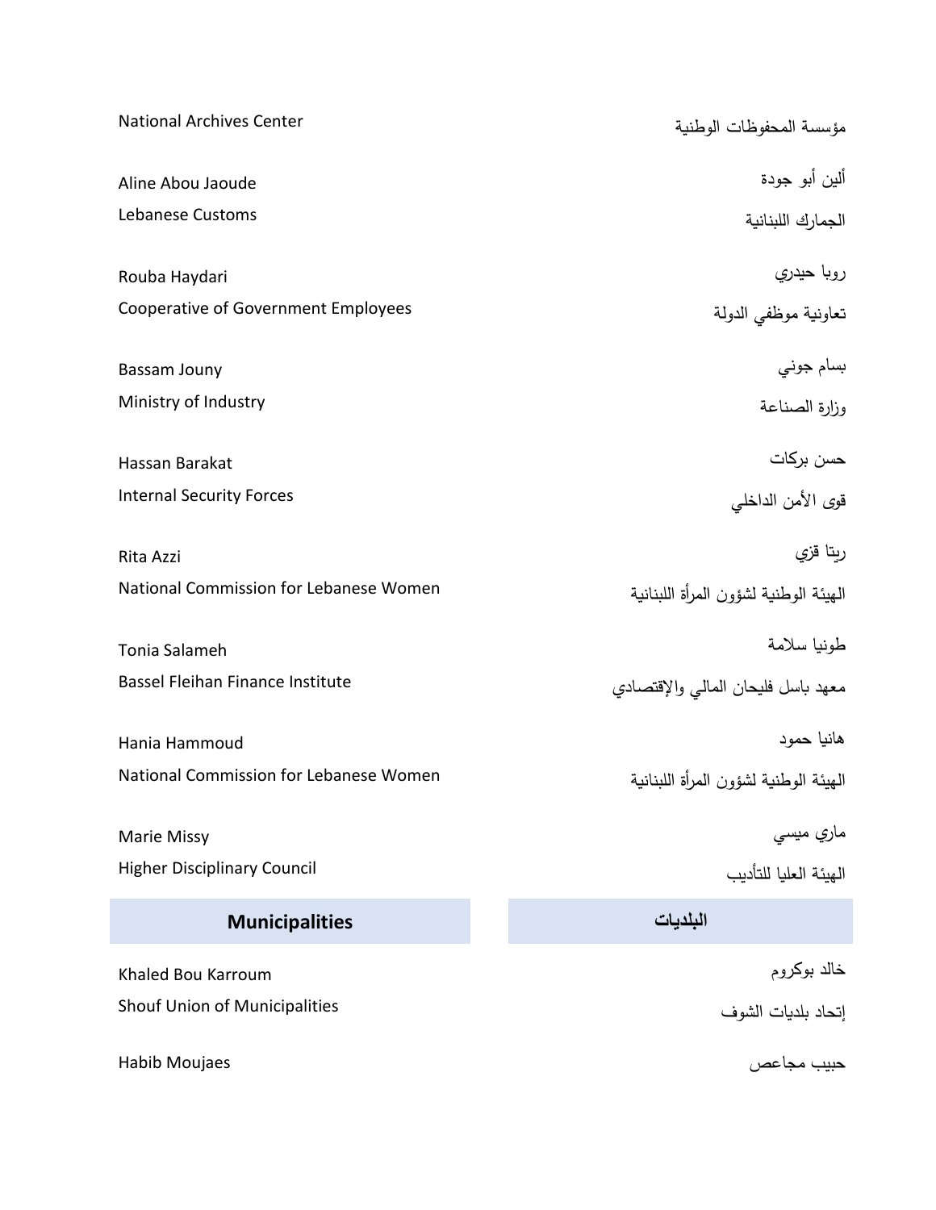| | |
|---|---|
| National Archives Center | مؤسسة المحفوظات الوطنية |
| Aline Abou Jaoude<br>Lebanese Customs | ألين أبو جودة<br>الجمارك اللبنانية |
| Rouba Haydari<br>Cooperative of Government Employees | روبا حيدري<br>تعاونية موظفي الدولة |
| Bassam Jouny<br>Ministry of Industry | بسام جوني<br>وزارة الصناعة |
| Hassan Barakat<br>Internal Security Forces | حسن بركات<br>قوى الأمن الداخلي |
| Rita Azzi<br>National Commission for Lebanese Women | ريتا قزي<br>الهيئة الوطنية لشؤون المرأة اللبنانية |
| Tonia Salameh<br>Bassel Fleihan Finance Institute | طونيا سلامة<br>معهد باسل فليحان المالي والإقتصادي |
| Hania Hammoud<br>National Commission for Lebanese Women | هانيا حمود<br>الهيئة الوطنية لشؤون المرأة اللبنانية |
| Marie Missy<br>Higher Disciplinary Council | ماري ميسي<br>الهيئة العليا للتأديب |
| **Municipalities** | **البلديات** |
| Khaled Bou Karroum<br>Shouf Union of Municipalities | خالد بوكروم<br>إتحاد بلديات الشوف |
| Habib Moujaes | حبيب مجاعص |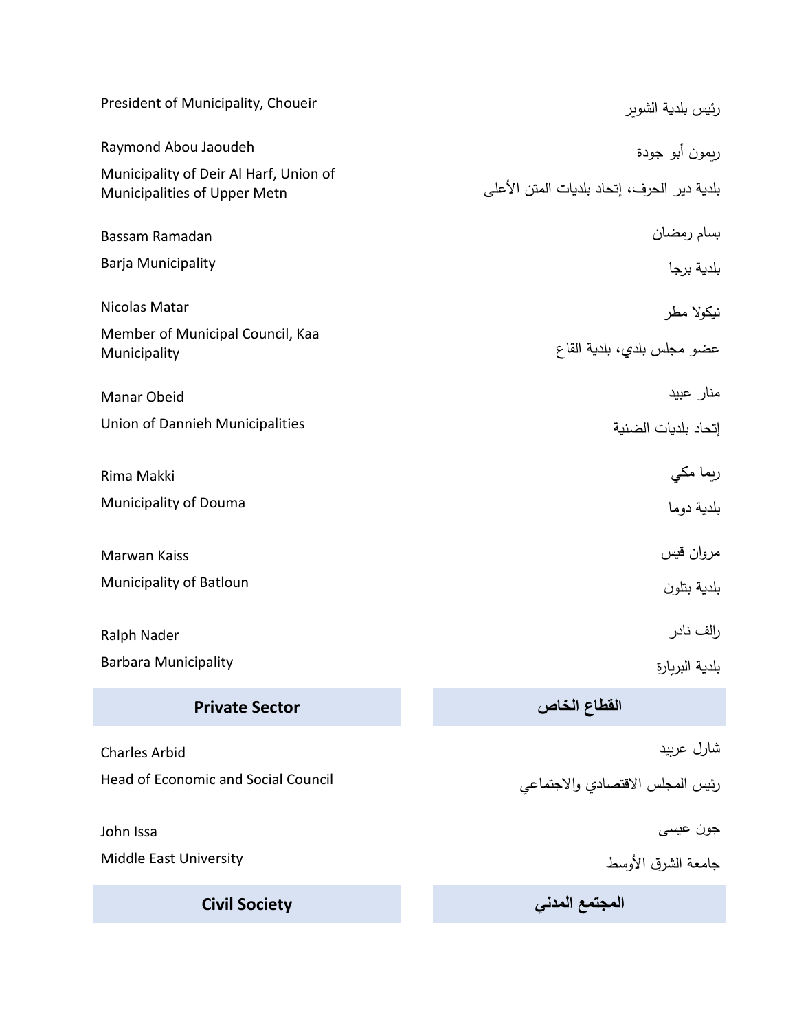President of Municipality, Choueir

رئيس بلدية الشوير

Raymond Abou Jaoudeh

ريمون أبو جودة

Municipality of Deir Al Harf, Union of Municipalities of Upper Metn

بلدية دير الحرف، إتحاد بلديات المتن الأعلى

Bassam Ramadan

بسام رمضان

Barja Municipality

بلدية برجا

Nicolas Matar

نيكولا مطر

Member of Municipal Council, Kaa Municipality

عضو مجلس بلدي، بلدية القاع

Manar Obeid

منار عبيد

Union of Dannieh Municipalities

إتحاد بلديات الضنية

Rima Makki

ريما مكي

Municipality of Douma

بلدية دوما

Marwan Kaiss

مروان قيس

Municipality of Batloun

بلدية بتلون

Ralph Nader

رالف نادر

Barbara Municipality

بلدية البربارة

## Private Sector

## القطاع الخاص

Charles Arbid

شارل عربيد

Head of Economic and Social Council

رئيس المجلس الاقتصادي والاجتماعي

John Issa

جون عيسى

Middle East University

جامعة الشرق الأوسط

## Civil Society

## المجتمع المدني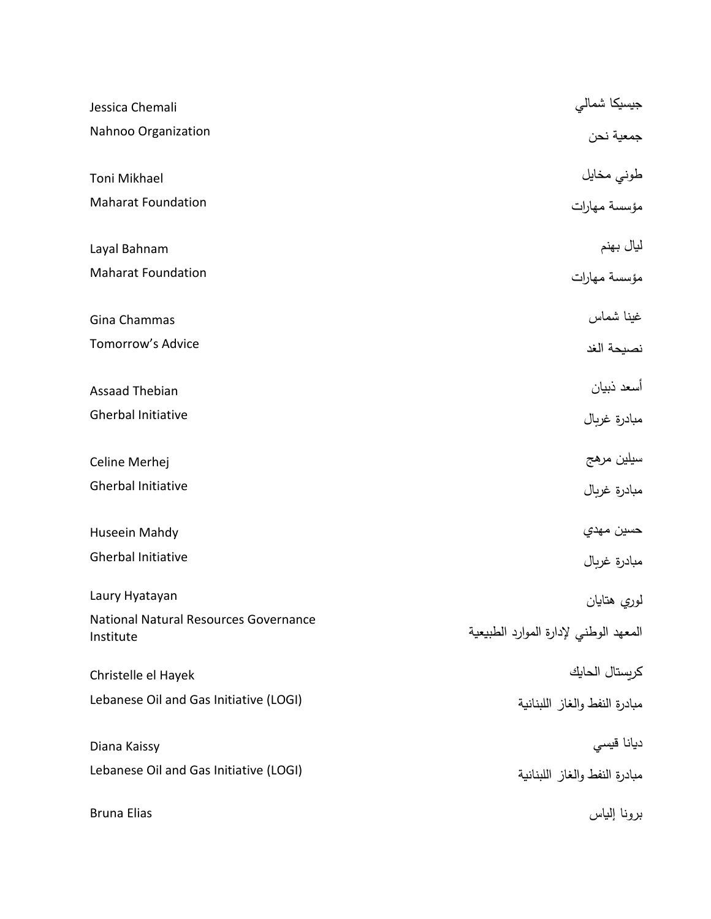| | |
|---|---|
| Jessica Chemali<br>Nahnoo Organization | جيسيكا شمالي<br>جمعية نحن |
| Toni Mikhael<br>Maharat Foundation | طوني مخايل<br>مؤسسة مهارات |
| Layal Bahnam<br>Maharat Foundation | ليال بهنم<br>مؤسسة مهارات |
| Gina Chammas<br>Tomorrow's Advice | غينا شماس<br>نصيحة الغد |
| Assaad Thebian<br>Gherbal Initiative | أسعد ذبيان<br>مبادرة غربال |
| Celine Merhej<br>Gherbal Initiative | سيلين مرهج<br>مبادرة غربال |
| Huseein Mahdy<br>Gherbal Initiative | حسين مهدي<br>مبادرة غربال |
| Laury Hyatayan<br>National Natural Resources Governance Institute | لوري هتايان<br>المعهد الوطني لإدارة الموارد الطبيعية |
| Christelle el Hayek<br>Lebanese Oil and Gas Initiative (LOGI) | كريستال الحايك<br>مبادرة النفط والغاز اللبنانية |
| Diana Kaissy<br>Lebanese Oil and Gas Initiative (LOGI) | ديانا قيسي<br>مبادرة النفط والغاز اللبنانية |
| Bruna Elias | برونا إلياس |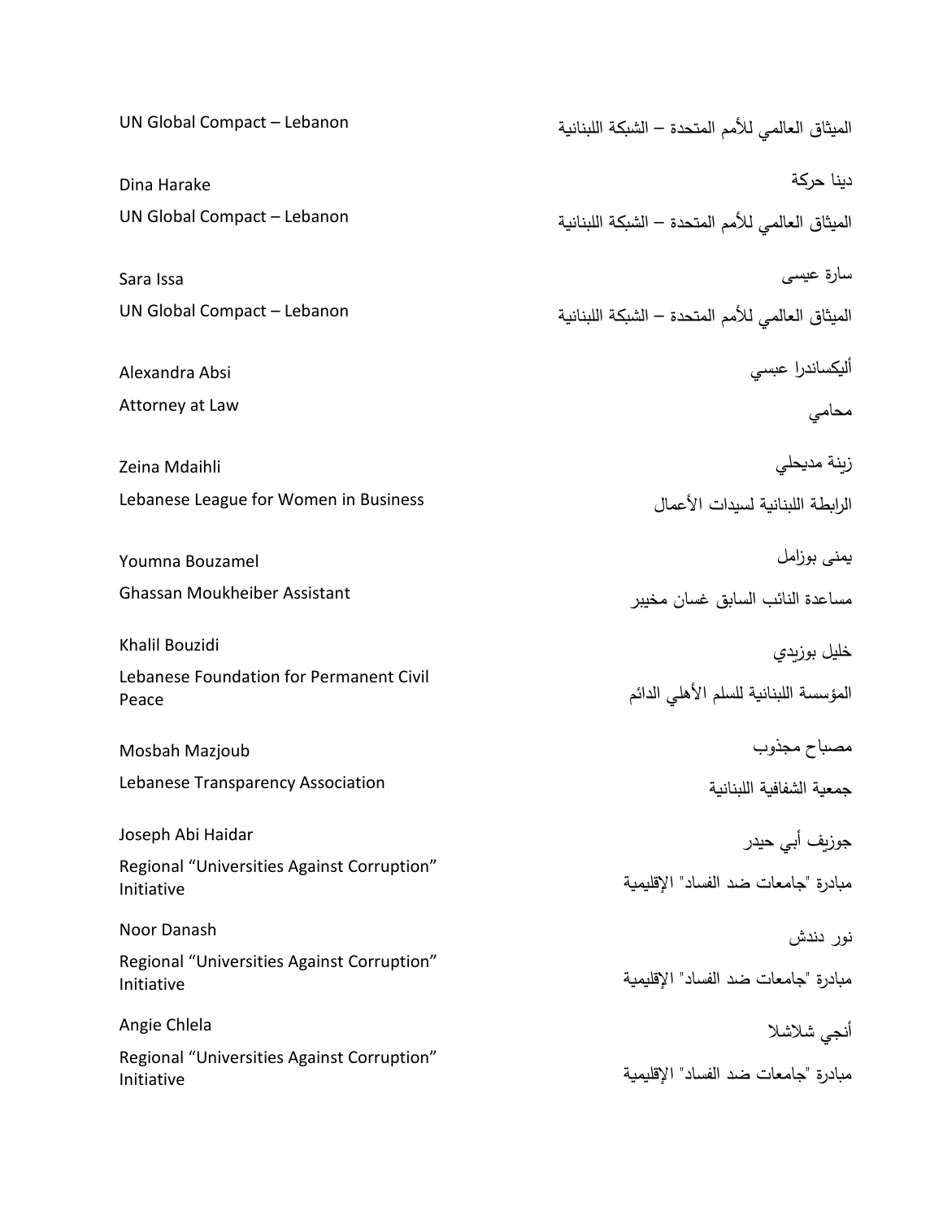| | |
|---|---|
| UN Global Compact – Lebanon | الميثاق العالمي للأمم المتحدة – الشبكة اللبنانية |
| Dina Harake<br>UN Global Compact – Lebanon | دينا حركة<br>الميثاق العالمي للأمم المتحدة – الشبكة اللبنانية |
| Sara Issa<br>UN Global Compact – Lebanon | سارة عيسى<br>الميثاق العالمي للأمم المتحدة – الشبكة اللبنانية |
| Alexandra Absi<br>Attorney at Law | أليكساندرا عبسي<br>محامي |
| Zeina Mdaihli<br>Lebanese League for Women in Business | زينة مديحلي<br>الرابطة اللبنانية لسيدات الأعمال |
| Youmna Bouzamel<br>Ghassan Moukheiber Assistant | يمنى بوزامل<br>مساعدة النائب السابق غسان مخيبر |
| Khalil Bouzidi<br>Lebanese Foundation for Permanent Civil Peace | خليل بوزيدي<br>المؤسسة اللبنانية للسلم الأهلي الدائم |
| Mosbah Mazjoub<br>Lebanese Transparency Association | مصباح مجذوب<br>جمعية الشفافية اللبنانية |
| Joseph Abi Haidar<br>Regional “Universities Against Corruption” Initiative | جوزيف أبي حيدر<br>مبادرة "جامعات ضد الفساد" الإقليمية |
| Noor Danash<br>Regional “Universities Against Corruption” Initiative | نور دندش<br>مبادرة "جامعات ضد الفساد" الإقليمية |
| Angie Chlela<br>Regional “Universities Against Corruption” Initiative | أنجي شلاشلا<br>مبادرة "جامعات ضد الفساد" الإقليمية |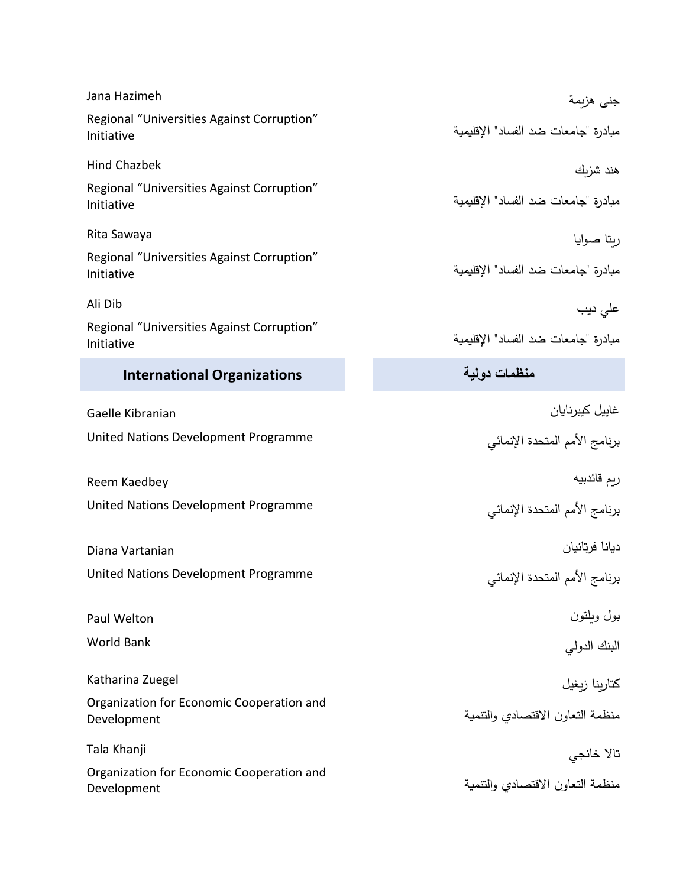| | |
|---|---|
| Jana Hazimeh | جنى هزيمة |
| Regional "Universities Against Corruption" Initiative | مبادرة "جامعات ضد الفساد" الإقليمية |
| Hind Chazbek | هند شزبك |
| Regional "Universities Against Corruption" Initiative | مبادرة "جامعات ضد الفساد" الإقليمية |
| Rita Sawaya | ريتا صوايا |
| Regional "Universities Against Corruption" Initiative | مبادرة "جامعات ضد الفساد" الإقليمية |
| Ali Dib | علي ديب |
| Regional "Universities Against Corruption" Initiative | مبادرة "جامعات ضد الفساد" الإقليمية |

| **International Organizations** | **منظمات دولية** |
|---|---|
| Gaelle Kibranian | غاييل كيبرنايان |
| United Nations Development Programme | برنامج الأمم المتحدة الإنمائي |
| Reem Kaedbey | ريم قائدبيه |
| United Nations Development Programme | برنامج الأمم المتحدة الإنمائي |
| Diana Vartanian | ديانا فرتانيان |
| United Nations Development Programme | برنامج الأمم المتحدة الإنمائي |
| Paul Welton | بول ويلتون |
| World Bank | البنك الدولي |
| Katharina Zuegel | كتارينا زيغيل |
| Organization for Economic Cooperation and Development | منظمة التعاون الاقتصادي والتنمية |
| Tala Khanji | تالا خانجي |
| Organization for Economic Cooperation and Development | منظمة التعاون الاقتصادي والتنمية |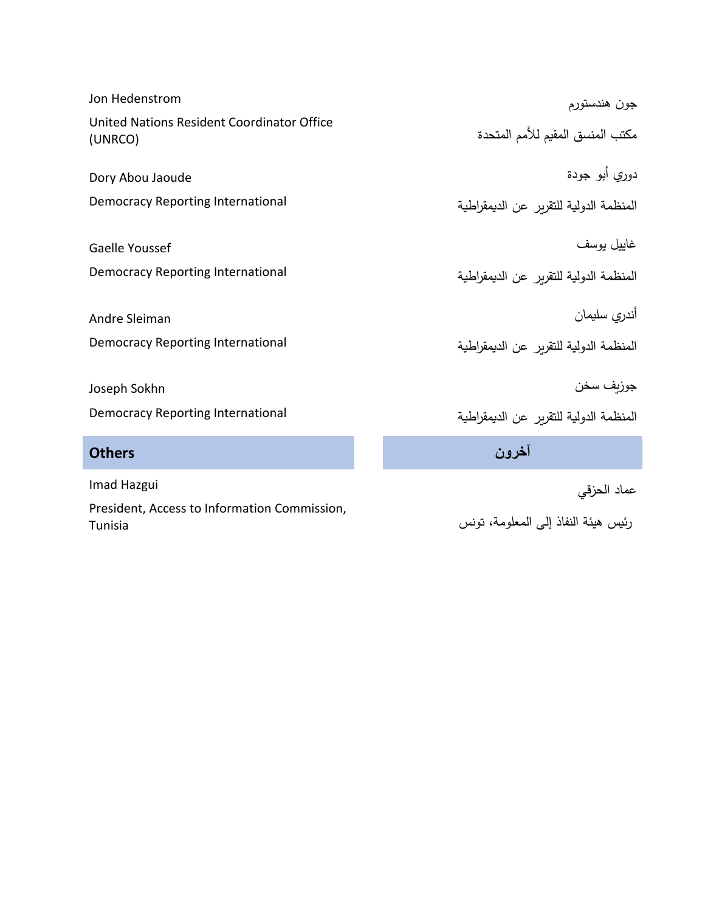| | |
|---|---|
| Jon Hedenstrom<br>United Nations Resident Coordinator Office (UNRCO) | جون هندستورم<br>مكتب المنسق المقيم للأمم المتحدة |
| Dory Abou Jaoude<br>Democracy Reporting International | دوري أبو جودة<br>المنظمة الدولية للتقرير عن الديمقراطية |
| Gaelle Youssef<br>Democracy Reporting International | غاييل يوسف<br>المنظمة الدولية للتقرير عن الديمقراطية |
| Andre Sleiman<br>Democracy Reporting International | أندري سليمان<br>المنظمة الدولية للتقرير عن الديمقراطية |
| Joseph Sokhn<br>Democracy Reporting International | جوزيف سخن<br>المنظمة الدولية للتقرير عن الديمقراطية |
| **Others** | **آخرون** |
| Imad Hazgui<br>President, Access to Information Commission, Tunisia | عماد الحزقي<br>رئيس هيئة النفاذ إلى المعلومة، تونس |